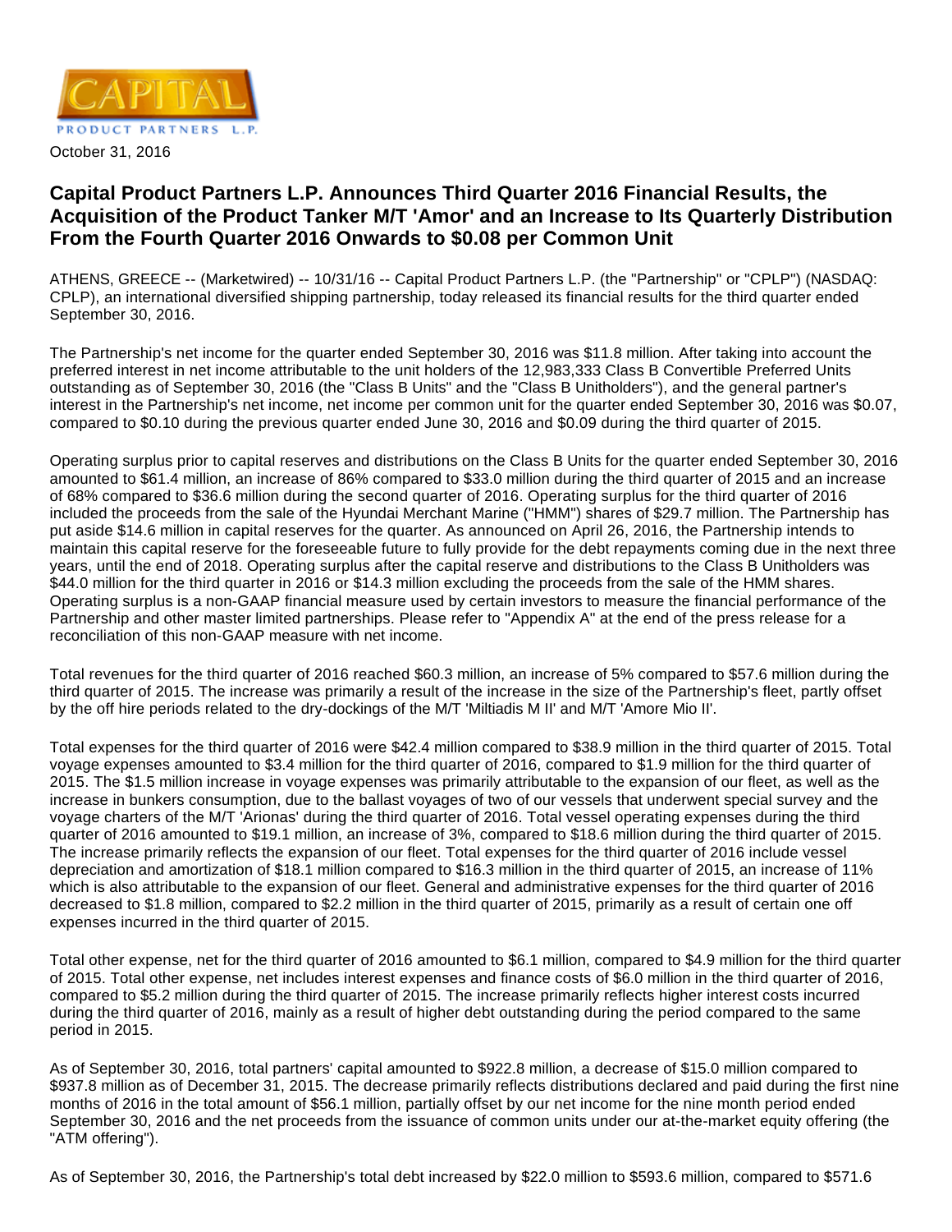CAPITAL
PRODUCT PARTNERS L.P.

October 31, 2016

# Capital Product Partners L.P. Announces Third Quarter 2016 Financial Results, the Acquisition of the Product Tanker M/T 'Amor' and an Increase to Its Quarterly Distribution From the Fourth Quarter 2016 Onwards to $0.08 per Common Unit

ATHENS, GREECE -- (Marketwired) -- 10/31/16 -- Capital Product Partners L.P. (the "Partnership" or "CPLP") (NASDAQ: CPLP), an international diversified shipping partnership, today released its financial results for the third quarter ended September 30, 2016.

The Partnership's net income for the quarter ended September 30, 2016 was $11.8 million. After taking into account the preferred interest in net income attributable to the unit holders of the 12,983,333 Class B Convertible Preferred Units outstanding as of September 30, 2016 (the "Class B Units" and the "Class B Unitholders"), and the general partner's interest in the Partnership's net income, net income per common unit for the quarter ended September 30, 2016 was $0.07, compared to $0.10 during the previous quarter ended June 30, 2016 and $0.09 during the third quarter of 2015.

Operating surplus prior to capital reserves and distributions on the Class B Units for the quarter ended September 30, 2016 amounted to $61.4 million, an increase of 86% compared to $33.0 million during the third quarter of 2015 and an increase of 68% compared to $36.6 million during the second quarter of 2016. Operating surplus for the third quarter of 2016 included the proceeds from the sale of the Hyundai Merchant Marine ("HMM") shares of $29.7 million. The Partnership has put aside $14.6 million in capital reserves for the quarter. As announced on April 26, 2016, the Partnership intends to maintain this capital reserve for the foreseeable future to fully provide for the debt repayments coming due in the next three years, until the end of 2018. Operating surplus after the capital reserve and distributions to the Class B Unitholders was $44.0 million for the third quarter in 2016 or $14.3 million excluding the proceeds from the sale of the HMM shares. Operating surplus is a non-GAAP financial measure used by certain investors to measure the financial performance of the Partnership and other master limited partnerships. Please refer to "Appendix A" at the end of the press release for a reconciliation of this non-GAAP measure with net income.

Total revenues for the third quarter of 2016 reached $60.3 million, an increase of 5% compared to $57.6 million during the third quarter of 2015. The increase was primarily a result of the increase in the size of the Partnership's fleet, partly offset by the off hire periods related to the dry-dockings of the M/T 'Miltiadis M II' and M/T 'Amore Mio II'.

Total expenses for the third quarter of 2016 were $42.4 million compared to $38.9 million in the third quarter of 2015. Total voyage expenses amounted to $3.4 million for the third quarter of 2016, compared to $1.9 million for the third quarter of 2015. The $1.5 million increase in voyage expenses was primarily attributable to the expansion of our fleet, as well as the increase in bunkers consumption, due to the ballast voyages of two of our vessels that underwent special survey and the voyage charters of the M/T 'Arionas' during the third quarter of 2016. Total vessel operating expenses during the third quarter of 2016 amounted to $19.1 million, an increase of 3%, compared to $18.6 million during the third quarter of 2015. The increase primarily reflects the expansion of our fleet. Total expenses for the third quarter of 2016 include vessel depreciation and amortization of $18.1 million compared to $16.3 million in the third quarter of 2015, an increase of 11% which is also attributable to the expansion of our fleet. General and administrative expenses for the third quarter of 2016 decreased to $1.8 million, compared to $2.2 million in the third quarter of 2015, primarily as a result of certain one off expenses incurred in the third quarter of 2015.

Total other expense, net for the third quarter of 2016 amounted to $6.1 million, compared to $4.9 million for the third quarter of 2015. Total other expense, net includes interest expenses and finance costs of $6.0 million in the third quarter of 2016, compared to $5.2 million during the third quarter of 2015. The increase primarily reflects higher interest costs incurred during the third quarter of 2016, mainly as a result of higher debt outstanding during the period compared to the same period in 2015.

As of September 30, 2016, total partners' capital amounted to $922.8 million, a decrease of $15.0 million compared to $937.8 million as of December 31, 2015. The decrease primarily reflects distributions declared and paid during the first nine months of 2016 in the total amount of $56.1 million, partially offset by our net income for the nine month period ended September 30, 2016 and the net proceeds from the issuance of common units under our at-the-market equity offering (the "ATM offering").

As of September 30, 2016, the Partnership's total debt increased by $22.0 million to $593.6 million, compared to $571.6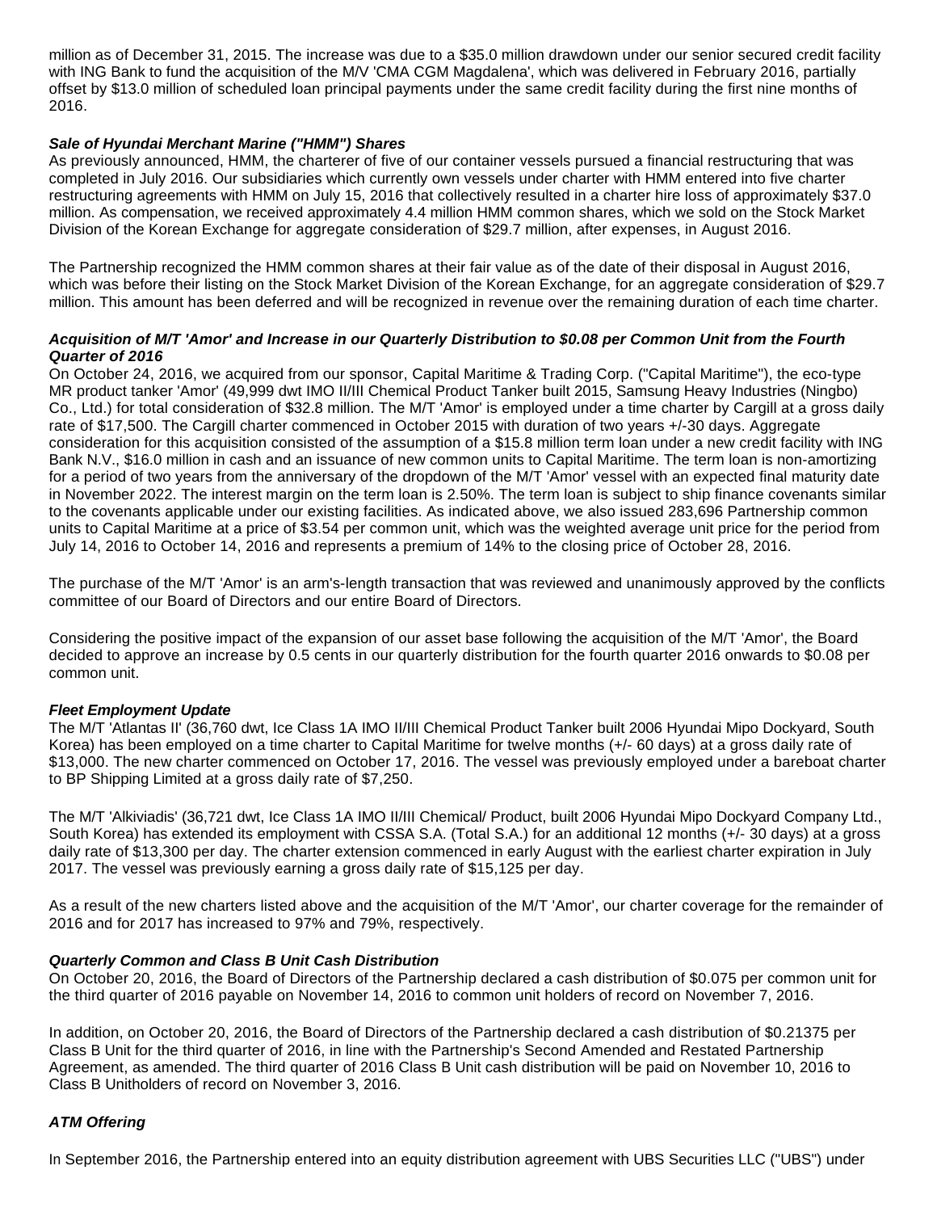million as of December 31, 2015. The increase was due to a $35.0 million drawdown under our senior secured credit facility with ING Bank to fund the acquisition of the M/V 'CMA CGM Magdalena', which was delivered in February 2016, partially offset by $13.0 million of scheduled loan principal payments under the same credit facility during the first nine months of 2016.

***Sale of Hyundai Merchant Marine ("HMM") Shares***

As previously announced, HMM, the charterer of five of our container vessels pursued a financial restructuring that was completed in July 2016. Our subsidiaries which currently own vessels under charter with HMM entered into five charter restructuring agreements with HMM on July 15, 2016 that collectively resulted in a charter hire loss of approximately $37.0 million. As compensation, we received approximately 4.4 million HMM common shares, which we sold on the Stock Market Division of the Korean Exchange for aggregate consideration of $29.7 million, after expenses, in August 2016.

The Partnership recognized the HMM common shares at their fair value as of the date of their disposal in August 2016, which was before their listing on the Stock Market Division of the Korean Exchange, for an aggregate consideration of $29.7 million. This amount has been deferred and will be recognized in revenue over the remaining duration of each time charter.

***Acquisition of M/T 'Amor' and Increase in our Quarterly Distribution to $0.08 per Common Unit from the Fourth Quarter of 2016***

On October 24, 2016, we acquired from our sponsor, Capital Maritime & Trading Corp. ("Capital Maritime"), the eco-type MR product tanker 'Amor' (49,999 dwt IMO II/III Chemical Product Tanker built 2015, Samsung Heavy Industries (Ningbo) Co., Ltd.) for total consideration of $32.8 million. The M/T 'Amor' is employed under a time charter by Cargill at a gross daily rate of $17,500. The Cargill charter commenced in October 2015 with duration of two years +/-30 days. Aggregate consideration for this acquisition consisted of the assumption of a $15.8 million term loan under a new credit facility with ING Bank N.V., $16.0 million in cash and an issuance of new common units to Capital Maritime. The term loan is non-amortizing for a period of two years from the anniversary of the dropdown of the M/T 'Amor' vessel with an expected final maturity date in November 2022. The interest margin on the term loan is 2.50%. The term loan is subject to ship finance covenants similar to the covenants applicable under our existing facilities. As indicated above, we also issued 283,696 Partnership common units to Capital Maritime at a price of $3.54 per common unit, which was the weighted average unit price for the period from July 14, 2016 to October 14, 2016 and represents a premium of 14% to the closing price of October 28, 2016.

The purchase of the M/T 'Amor' is an arm's-length transaction that was reviewed and unanimously approved by the conflicts committee of our Board of Directors and our entire Board of Directors.

Considering the positive impact of the expansion of our asset base following the acquisition of the M/T 'Amor', the Board decided to approve an increase by 0.5 cents in our quarterly distribution for the fourth quarter 2016 onwards to $0.08 per common unit.

***Fleet Employment Update***

The M/T 'Atlantas II' (36,760 dwt, Ice Class 1A IMO II/III Chemical Product Tanker built 2006 Hyundai Mipo Dockyard, South Korea) has been employed on a time charter to Capital Maritime for twelve months (+/- 60 days) at a gross daily rate of $13,000. The new charter commenced on October 17, 2016. The vessel was previously employed under a bareboat charter to BP Shipping Limited at a gross daily rate of $7,250.

The M/T 'Alkiviadis' (36,721 dwt, Ice Class 1A IMO II/III Chemical/ Product, built 2006 Hyundai Mipo Dockyard Company Ltd., South Korea) has extended its employment with CSSA S.A. (Total S.A.) for an additional 12 months (+/- 30 days) at a gross daily rate of $13,300 per day. The charter extension commenced in early August with the earliest charter expiration in July 2017. The vessel was previously earning a gross daily rate of $15,125 per day.

As a result of the new charters listed above and the acquisition of the M/T 'Amor', our charter coverage for the remainder of 2016 and for 2017 has increased to 97% and 79%, respectively.

***Quarterly Common and Class B Unit Cash Distribution***

On October 20, 2016, the Board of Directors of the Partnership declared a cash distribution of $0.075 per common unit for the third quarter of 2016 payable on November 14, 2016 to common unit holders of record on November 7, 2016.

In addition, on October 20, 2016, the Board of Directors of the Partnership declared a cash distribution of $0.21375 per Class B Unit for the third quarter of 2016, in line with the Partnership's Second Amended and Restated Partnership Agreement, as amended. The third quarter of 2016 Class B Unit cash distribution will be paid on November 10, 2016 to Class B Unitholders of record on November 3, 2016.

***ATM Offering***

In September 2016, the Partnership entered into an equity distribution agreement with UBS Securities LLC ("UBS") under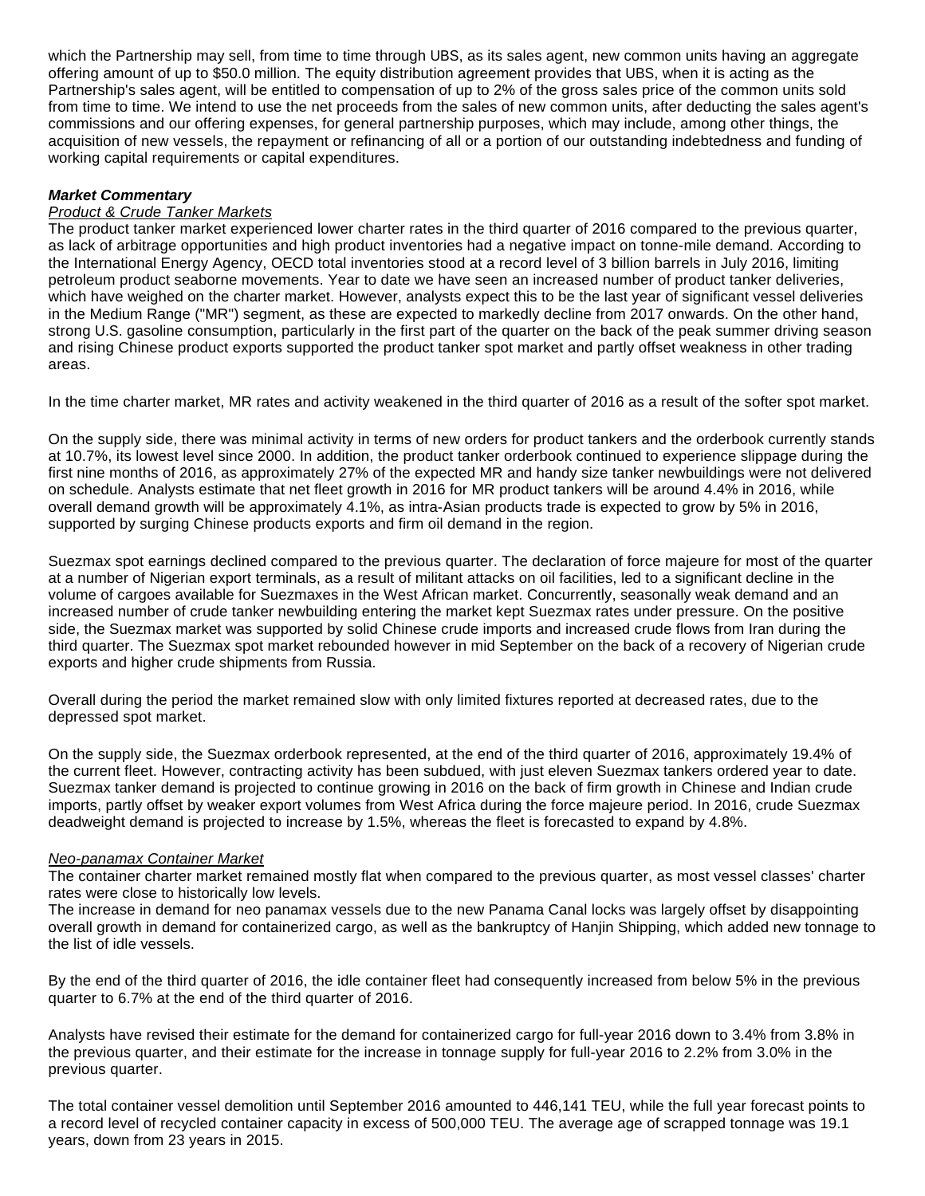which the Partnership may sell, from time to time through UBS, as its sales agent, new common units having an aggregate offering amount of up to $50.0 million. The equity distribution agreement provides that UBS, when it is acting as the Partnership's sales agent, will be entitled to compensation of up to 2% of the gross sales price of the common units sold from time to time. We intend to use the net proceeds from the sales of new common units, after deducting the sales agent's commissions and our offering expenses, for general partnership purposes, which may include, among other things, the acquisition of new vessels, the repayment or refinancing of all or a portion of our outstanding indebtedness and funding of working capital requirements or capital expenditures.

***Market Commentary***

*Product & Crude Tanker Markets*

The product tanker market experienced lower charter rates in the third quarter of 2016 compared to the previous quarter, as lack of arbitrage opportunities and high product inventories had a negative impact on tonne-mile demand. According to the International Energy Agency, OECD total inventories stood at a record level of 3 billion barrels in July 2016, limiting petroleum product seaborne movements. Year to date we have seen an increased number of product tanker deliveries, which have weighed on the charter market. However, analysts expect this to be the last year of significant vessel deliveries in the Medium Range ("MR") segment, as these are expected to markedly decline from 2017 onwards. On the other hand, strong U.S. gasoline consumption, particularly in the first part of the quarter on the back of the peak summer driving season and rising Chinese product exports supported the product tanker spot market and partly offset weakness in other trading areas.

In the time charter market, MR rates and activity weakened in the third quarter of 2016 as a result of the softer spot market.

On the supply side, there was minimal activity in terms of new orders for product tankers and the orderbook currently stands at 10.7%, its lowest level since 2000. In addition, the product tanker orderbook continued to experience slippage during the first nine months of 2016, as approximately 27% of the expected MR and handy size tanker newbuildings were not delivered on schedule. Analysts estimate that net fleet growth in 2016 for MR product tankers will be around 4.4% in 2016, while overall demand growth will be approximately 4.1%, as intra-Asian products trade is expected to grow by 5% in 2016, supported by surging Chinese products exports and firm oil demand in the region.

Suezmax spot earnings declined compared to the previous quarter. The declaration of force majeure for most of the quarter at a number of Nigerian export terminals, as a result of militant attacks on oil facilities, led to a significant decline in the volume of cargoes available for Suezmaxes in the West African market. Concurrently, seasonally weak demand and an increased number of crude tanker newbuilding entering the market kept Suezmax rates under pressure. On the positive side, the Suezmax market was supported by solid Chinese crude imports and increased crude flows from Iran during the third quarter. The Suezmax spot market rebounded however in mid September on the back of a recovery of Nigerian crude exports and higher crude shipments from Russia.

Overall during the period the market remained slow with only limited fixtures reported at decreased rates, due to the depressed spot market.

On the supply side, the Suezmax orderbook represented, at the end of the third quarter of 2016, approximately 19.4% of the current fleet. However, contracting activity has been subdued, with just eleven Suezmax tankers ordered year to date. Suezmax tanker demand is projected to continue growing in 2016 on the back of firm growth in Chinese and Indian crude imports, partly offset by weaker export volumes from West Africa during the force majeure period. In 2016, crude Suezmax deadweight demand is projected to increase by 1.5%, whereas the fleet is forecasted to expand by 4.8%.

*Neo-panamax Container Market*

The container charter market remained mostly flat when compared to the previous quarter, as most vessel classes' charter rates were close to historically low levels.

The increase in demand for neo panamax vessels due to the new Panama Canal locks was largely offset by disappointing overall growth in demand for containerized cargo, as well as the bankruptcy of Hanjin Shipping, which added new tonnage to the list of idle vessels.

By the end of the third quarter of 2016, the idle container fleet had consequently increased from below 5% in the previous quarter to 6.7% at the end of the third quarter of 2016.

Analysts have revised their estimate for the demand for containerized cargo for full-year 2016 down to 3.4% from 3.8% in the previous quarter, and their estimate for the increase in tonnage supply for full-year 2016 to 2.2% from 3.0% in the previous quarter.

The total container vessel demolition until September 2016 amounted to 446,141 TEU, while the full year forecast points to a record level of recycled container capacity in excess of 500,000 TEU. The average age of scrapped tonnage was 19.1 years, down from 23 years in 2015.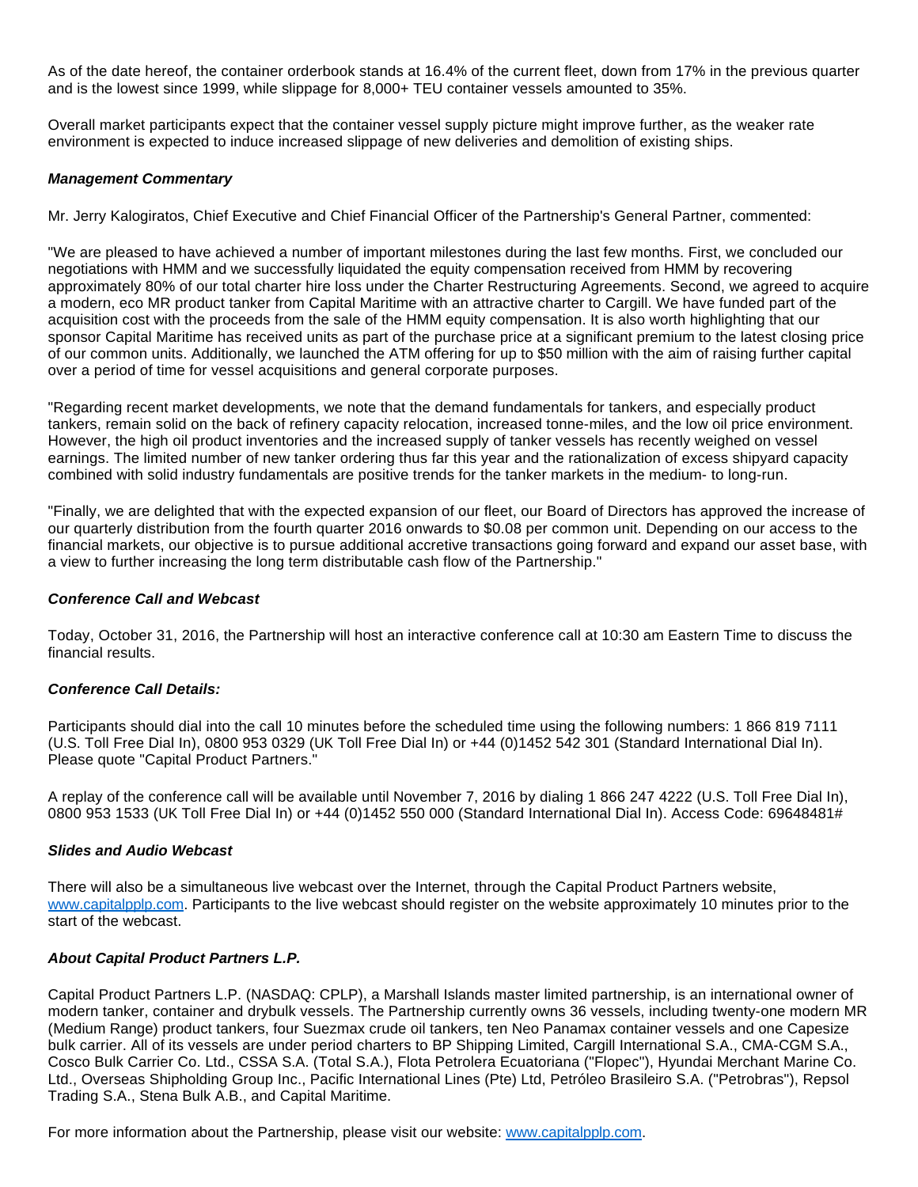As of the date hereof, the container orderbook stands at 16.4% of the current fleet, down from 17% in the previous quarter and is the lowest since 1999, while slippage for 8,000+ TEU container vessels amounted to 35%.

Overall market participants expect that the container vessel supply picture might improve further, as the weaker rate environment is expected to induce increased slippage of new deliveries and demolition of existing ships.

***Management Commentary***

Mr. Jerry Kalogiratos, Chief Executive and Chief Financial Officer of the Partnership's General Partner, commented:

"We are pleased to have achieved a number of important milestones during the last few months. First, we concluded our negotiations with HMM and we successfully liquidated the equity compensation received from HMM by recovering approximately 80% of our total charter hire loss under the Charter Restructuring Agreements. Second, we agreed to acquire a modern, eco MR product tanker from Capital Maritime with an attractive charter to Cargill. We have funded part of the acquisition cost with the proceeds from the sale of the HMM equity compensation. It is also worth highlighting that our sponsor Capital Maritime has received units as part of the purchase price at a significant premium to the latest closing price of our common units. Additionally, we launched the ATM offering for up to $50 million with the aim of raising further capital over a period of time for vessel acquisitions and general corporate purposes.

"Regarding recent market developments, we note that the demand fundamentals for tankers, and especially product tankers, remain solid on the back of refinery capacity relocation, increased tonne-miles, and the low oil price environment. However, the high oil product inventories and the increased supply of tanker vessels has recently weighed on vessel earnings. The limited number of new tanker ordering thus far this year and the rationalization of excess shipyard capacity combined with solid industry fundamentals are positive trends for the tanker markets in the medium- to long-run.

"Finally, we are delighted that with the expected expansion of our fleet, our Board of Directors has approved the increase of our quarterly distribution from the fourth quarter 2016 onwards to $0.08 per common unit. Depending on our access to the financial markets, our objective is to pursue additional accretive transactions going forward and expand our asset base, with a view to further increasing the long term distributable cash flow of the Partnership."

***Conference Call and Webcast***

Today, October 31, 2016, the Partnership will host an interactive conference call at 10:30 am Eastern Time to discuss the financial results.

***Conference Call Details:***

Participants should dial into the call 10 minutes before the scheduled time using the following numbers: 1 866 819 7111 (U.S. Toll Free Dial In), 0800 953 0329 (UK Toll Free Dial In) or +44 (0)1452 542 301 (Standard International Dial In). Please quote "Capital Product Partners."

A replay of the conference call will be available until November 7, 2016 by dialing 1 866 247 4222 (U.S. Toll Free Dial In), 0800 953 1533 (UK Toll Free Dial In) or +44 (0)1452 550 000 (Standard International Dial In). Access Code: 69648481#

***Slides and Audio Webcast***

There will also be a simultaneous live webcast over the Internet, through the Capital Product Partners website, www.capitalpplp.com. Participants to the live webcast should register on the website approximately 10 minutes prior to the start of the webcast.

***About Capital Product Partners L.P.***

Capital Product Partners L.P. (NASDAQ: CPLP), a Marshall Islands master limited partnership, is an international owner of modern tanker, container and drybulk vessels. The Partnership currently owns 36 vessels, including twenty-one modern MR (Medium Range) product tankers, four Suezmax crude oil tankers, ten Neo Panamax container vessels and one Capesize bulk carrier. All of its vessels are under period charters to BP Shipping Limited, Cargill International S.A., CMA-CGM S.A., Cosco Bulk Carrier Co. Ltd., CSSA S.A. (Total S.A.), Flota Petrolera Ecuatoriana ("Flopec"), Hyundai Merchant Marine Co. Ltd., Overseas Shipholding Group Inc., Pacific International Lines (Pte) Ltd, Petróleo Brasileiro S.A. ("Petrobras"), Repsol Trading S.A., Stena Bulk A.B., and Capital Maritime.

For more information about the Partnership, please visit our website: www.capitalpplp.com.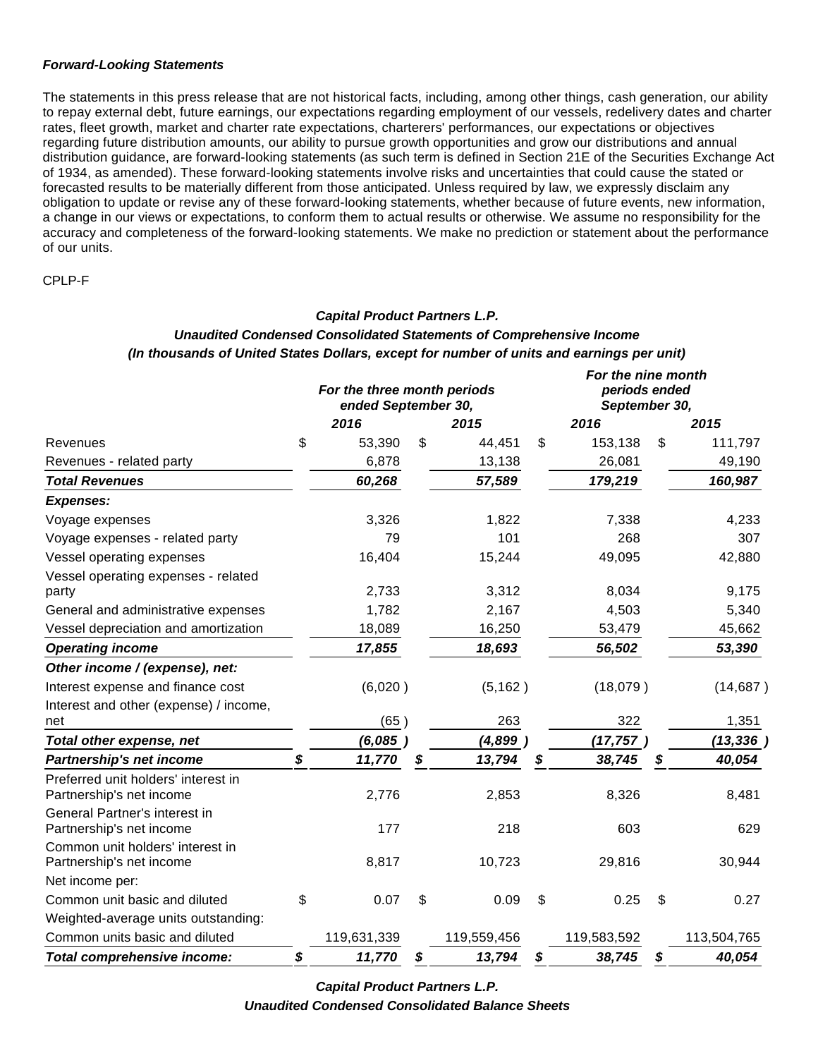***Forward-Looking Statements***

The statements in this press release that are not historical facts, including, among other things, cash generation, our ability to repay external debt, future earnings, our expectations regarding employment of our vessels, redelivery dates and charter rates, fleet growth, market and charter rate expectations, charterers' performances, our expectations or objectives regarding future distribution amounts, our ability to pursue growth opportunities and grow our distributions and annual distribution guidance, are forward-looking statements (as such term is defined in Section 21E of the Securities Exchange Act of 1934, as amended). These forward-looking statements involve risks and uncertainties that could cause the stated or forecasted results to be materially different from those anticipated. Unless required by law, we expressly disclaim any obligation to update or revise any of these forward-looking statements, whether because of future events, new information, a change in our views or expectations, to conform them to actual results or otherwise. We assume no responsibility for the accuracy and completeness of the forward-looking statements. We make no prediction or statement about the performance of our units.

CPLP-F

***Capital Product Partners L.P.***
***Unaudited Condensed Consolidated Statements of Comprehensive Income***
***(In thousands of United States Dollars, except for number of units and earnings per unit)***

| | *For the three month periods ended September 30,* | | *For the nine month periods ended September 30,* | |
|---|---|---|---|---|
| | ***2016*** | ***2015*** | ***2016*** | ***2015*** |
| Revenues | $ 53,390 | $ 44,451 | $ 153,138 | $ 111,797 |
| Revenues - related party | 6,878 | 13,138 | 26,081 | 49,190 |
| ***Total Revenues*** | ***60,268*** | ***57,589*** | ***179,219*** | ***160,987*** |
| ***Expenses:*** | | | | |
| Voyage expenses | 3,326 | 1,822 | 7,338 | 4,233 |
| Voyage expenses - related party | 79 | 101 | 268 | 307 |
| Vessel operating expenses | 16,404 | 15,244 | 49,095 | 42,880 |
| Vessel operating expenses - related party | 2,733 | 3,312 | 8,034 | 9,175 |
| General and administrative expenses | 1,782 | 2,167 | 4,503 | 5,340 |
| Vessel depreciation and amortization | 18,089 | 16,250 | 53,479 | 45,662 |
| ***Operating income*** | ***17,855*** | ***18,693*** | ***56,502*** | ***53,390*** |
| ***Other income / (expense), net:*** | | | | |
| Interest expense and finance cost | (6,020 ) | (5,162 ) | (18,079 ) | (14,687 ) |
| Interest and other (expense) / income, net | (65 ) | 263 | 322 | 1,351 |
| ***Total other expense, net*** | ***(6,085 )*** | ***(4,899 )*** | ***(17,757 )*** | ***(13,336 )*** |
| ***Partnership's net income*** | ***$ 11,770*** | ***$ 13,794*** | ***$ 38,745*** | ***$ 40,054*** |
| Preferred unit holders' interest in Partnership's net income | 2,776 | 2,853 | 8,326 | 8,481 |
| General Partner's interest in Partnership's net income | 177 | 218 | 603 | 629 |
| Common unit holders' interest in Partnership's net income | 8,817 | 10,723 | 29,816 | 30,944 |
| Net income per: | | | | |
| Common unit basic and diluted | $ 0.07 | $ 0.09 | $ 0.25 | $ 0.27 |
| Weighted-average units outstanding: | | | | |
| Common units basic and diluted | 119,631,339 | 119,559,456 | 119,583,592 | 113,504,765 |
| ***Total comprehensive income:*** | ***$ 11,770*** | ***$ 13,794*** | ***$ 38,745*** | ***$ 40,054*** |

***Capital Product Partners L.P.***
***Unaudited Condensed Consolidated Balance Sheets***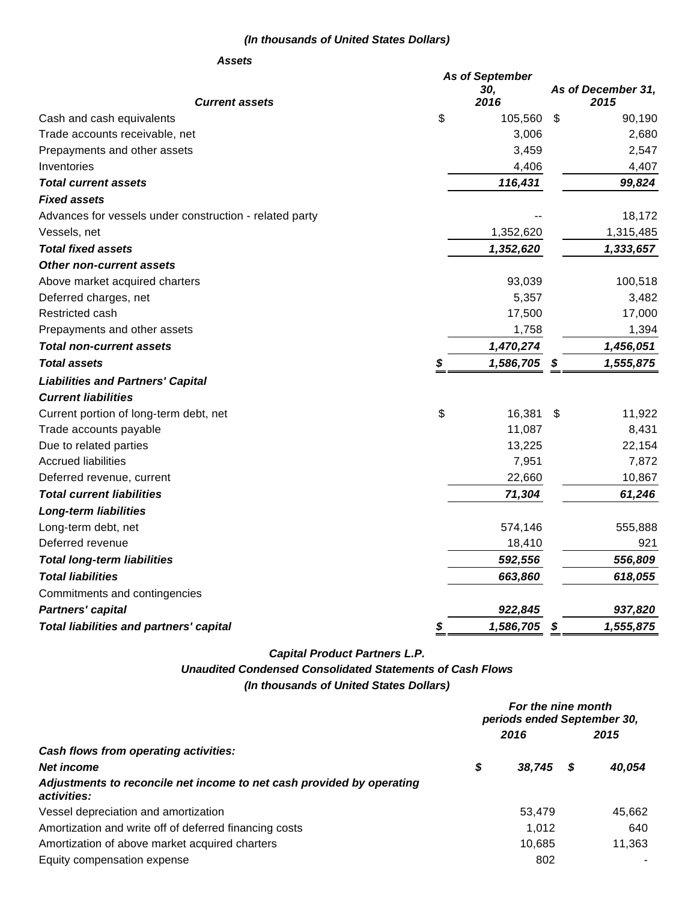***(In thousands of United States Dollars)***

***Assets***

| ***Current assets*** | ***As of September 30, 2016*** | ***As of December 31, 2015*** |
|---|---|---|
| Cash and cash equivalents | $ 105,560 | $ 90,190 |
| Trade accounts receivable, net | 3,006 | 2,680 |
| Prepayments and other assets | 3,459 | 2,547 |
| Inventories | 4,406 | 4,407 |
| ***Total current assets*** | ***116,431*** | ***99,824*** |
| ***Fixed assets*** | | |
| Advances for vessels under construction - related party | -- | 18,172 |
| Vessels, net | 1,352,620 | 1,315,485 |
| ***Total fixed assets*** | ***1,352,620*** | ***1,333,657*** |
| ***Other non-current assets*** | | |
| Above market acquired charters | 93,039 | 100,518 |
| Deferred charges, net | 5,357 | 3,482 |
| Restricted cash | 17,500 | 17,000 |
| Prepayments and other assets | 1,758 | 1,394 |
| ***Total non-current assets*** | ***1,470,274*** | ***1,456,051*** |
| ***Total assets*** | ***$ 1,586,705*** | ***$ 1,555,875*** |
| ***Liabilities and Partners' Capital*** | | |
| ***Current liabilities*** | | |
| Current portion of long-term debt, net | $ 16,381 | $ 11,922 |
| Trade accounts payable | 11,087 | 8,431 |
| Due to related parties | 13,225 | 22,154 |
| Accrued liabilities | 7,951 | 7,872 |
| Deferred revenue, current | 22,660 | 10,867 |
| ***Total current liabilities*** | ***71,304*** | ***61,246*** |
| ***Long-term liabilities*** | | |
| Long-term debt, net | 574,146 | 555,888 |
| Deferred revenue | 18,410 | 921 |
| ***Total long-term liabilities*** | ***592,556*** | ***556,809*** |
| ***Total liabilities*** | ***663,860*** | ***618,055*** |
| Commitments and contingencies | | |
| ***Partners' capital*** | ***922,845*** | ***937,820*** |
| ***Total liabilities and partners' capital*** | ***$ 1,586,705*** | ***$ 1,555,875*** |

***Capital Product Partners L.P.***

***Unaudited Condensed Consolidated Statements of Cash Flows***

***(In thousands of United States Dollars)***

| | ***For the nine month periods ended September 30,*** | |
|---|---|---|
| | ***2016*** | ***2015*** |
| ***Cash flows from operating activities:*** | | |
| ***Net income*** | ***$ 38,745*** | ***$ 40,054*** |
| ***Adjustments to reconcile net income to net cash provided by operating activities:*** | | |
| Vessel depreciation and amortization | 53,479 | 45,662 |
| Amortization and write off of deferred financing costs | 1,012 | 640 |
| Amortization of above market acquired charters | 10,685 | 11,363 |
| Equity compensation expense | 802 | - |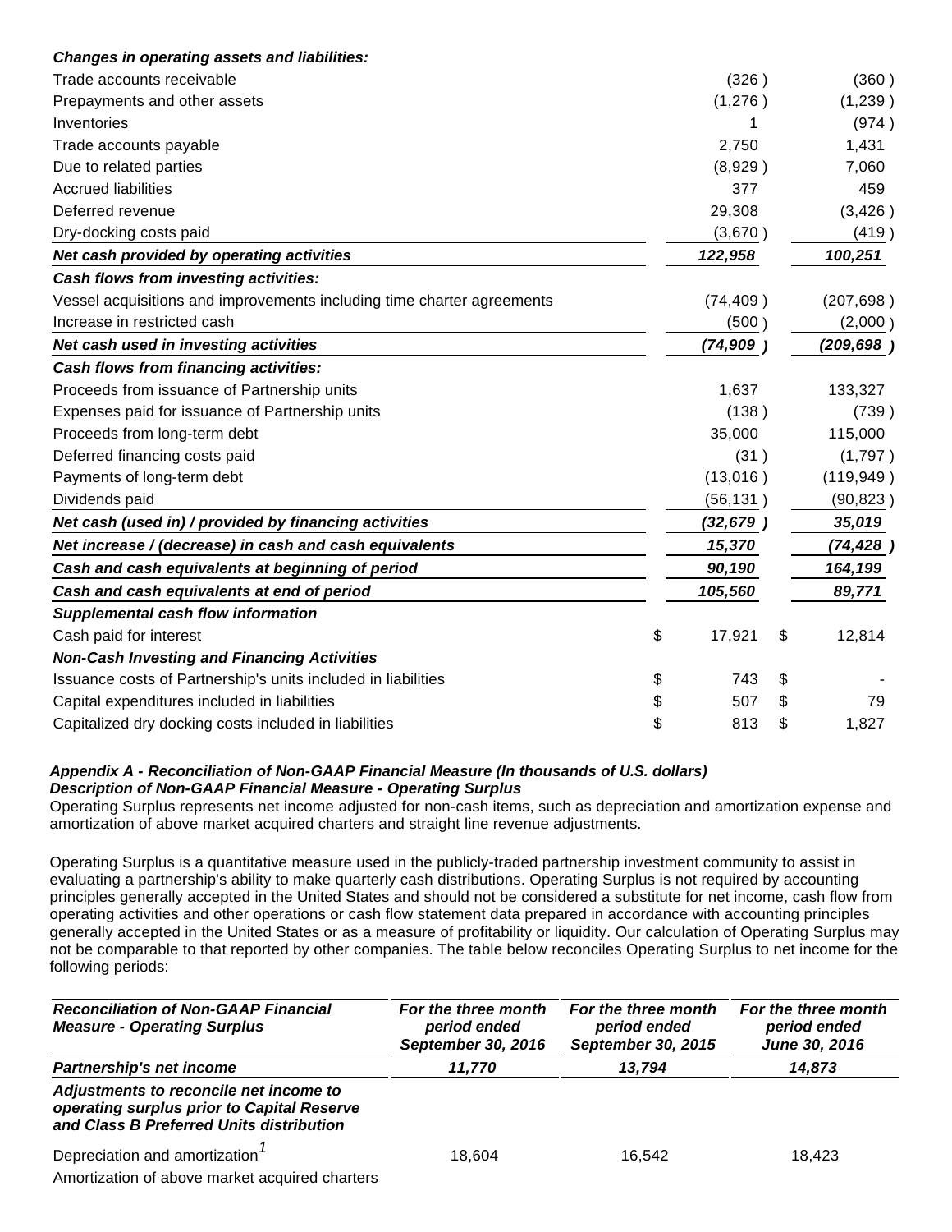| | | |
|---|---|---|
| ***Changes in operating assets and liabilities:*** | | |
| Trade accounts receivable | (326 ) | (360 ) |
| Prepayments and other assets | (1,276 ) | (1,239 ) |
| Inventories | 1 | (974 ) |
| Trade accounts payable | 2,750 | 1,431 |
| Due to related parties | (8,929 ) | 7,060 |
| Accrued liabilities | 377 | 459 |
| Deferred revenue | 29,308 | (3,426 ) |
| Dry-docking costs paid | (3,670 ) | (419 ) |
| ***Net cash provided by operating activities*** | ***122,958*** | ***100,251*** |
| ***Cash flows from investing activities:*** | | |
| Vessel acquisitions and improvements including time charter agreements | (74,409 ) | (207,698 ) |
| Increase in restricted cash | (500 ) | (2,000 ) |
| ***Net cash used in investing activities*** | ***(74,909 )*** | ***(209,698 )*** |
| ***Cash flows from financing activities:*** | | |
| Proceeds from issuance of Partnership units | 1,637 | 133,327 |
| Expenses paid for issuance of Partnership units | (138 ) | (739 ) |
| Proceeds from long-term debt | 35,000 | 115,000 |
| Deferred financing costs paid | (31 ) | (1,797 ) |
| Payments of long-term debt | (13,016 ) | (119,949 ) |
| Dividends paid | (56,131 ) | (90,823 ) |
| ***Net cash (used in) / provided by financing activities*** | ***(32,679 )*** | ***35,019*** |
| ***Net increase / (decrease) in cash and cash equivalents*** | ***15,370*** | ***(74,428 )*** |
| ***Cash and cash equivalents at beginning of period*** | ***90,190*** | ***164,199*** |
| ***Cash and cash equivalents at end of period*** | ***105,560*** | ***89,771*** |
| ***Supplemental cash flow information*** | | |
| Cash paid for interest | $ 17,921 | $ 12,814 |
| ***Non-Cash Investing and Financing Activities*** | | |
| Issuance costs of Partnership's units included in liabilities | $ 743 | $ - |
| Capital expenditures included in liabilities | $ 507 | $ 79 |
| Capitalized dry docking costs included in liabilities | $ 813 | $ 1,827 |

***Appendix A - Reconciliation of Non-GAAP Financial Measure (In thousands of U.S. dollars)***
***Description of Non-GAAP Financial Measure - Operating Surplus***

Operating Surplus represents net income adjusted for non-cash items, such as depreciation and amortization expense and amortization of above market acquired charters and straight line revenue adjustments.

Operating Surplus is a quantitative measure used in the publicly-traded partnership investment community to assist in evaluating a partnership's ability to make quarterly cash distributions. Operating Surplus is not required by accounting principles generally accepted in the United States and should not be considered a substitute for net income, cash flow from operating activities and other operations or cash flow statement data prepared in accordance with accounting principles generally accepted in the United States or as a measure of profitability or liquidity. Our calculation of Operating Surplus may not be comparable to that reported by other companies. The table below reconciles Operating Surplus to net income for the following periods:

| ***Reconciliation of Non-GAAP Financial Measure - Operating Surplus*** | ***For the three month period ended September 30, 2016*** | ***For the three month period ended September 30, 2015*** | ***For the three month period ended June 30, 2016*** |
|---|---|---|---|
| ***Partnership's net income*** | ***11,770*** | ***13,794*** | ***14,873*** |
| ***Adjustments to reconcile net income to operating surplus prior to Capital Reserve and Class B Preferred Units distribution*** | | | |
| Depreciation and amortization[1] | 18,604 | 16,542 | 18,423 |
| Amortization of above market acquired charters | | | |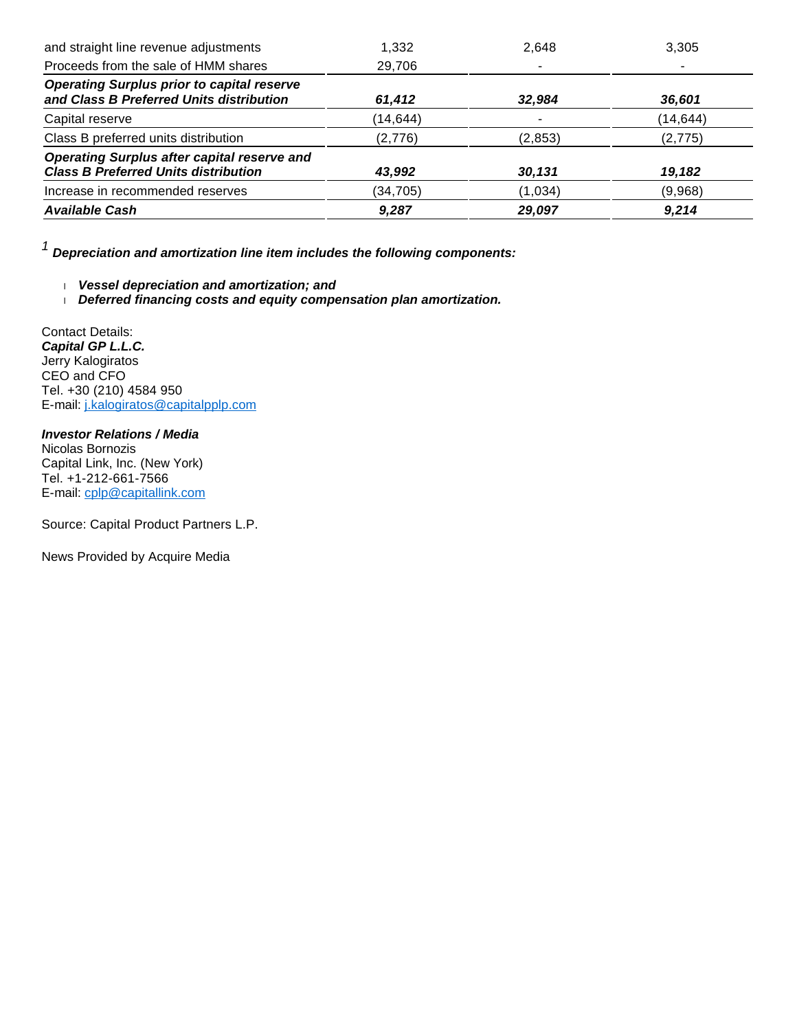| | | | |
|---|---|---|---|
| and straight line revenue adjustments | 1,332 | 2,648 | 3,305 |
| Proceeds from the sale of HMM shares | 29,706 | - | - |
| ***Operating Surplus prior to capital reserve and Class B Preferred Units distribution*** | ***61,412*** | ***32,984*** | ***36,601*** |
| Capital reserve | (14,644) | - | (14,644) |
| Class B preferred units distribution | (2,776) | (2,853) | (2,775) |
| ***Operating Surplus after capital reserve and Class B Preferred Units distribution*** | ***43,992*** | ***30,131*** | ***19,182*** |
| Increase in recommended reserves | (34,705) | (1,034) | (9,968) |
| ***Available Cash*** | ***9,287*** | ***29,097*** | ***9,214*** |

[1] ***Depreciation and amortization line item includes the following components:***

- ***Vessel depreciation and amortization; and***
- ***Deferred financing costs and equity compensation plan amortization.***

Contact Details:
***Capital GP L.L.C.***
Jerry Kalogiratos
CEO and CFO
Tel. +30 (210) 4584 950
E-mail: j.kalogiratos@capitalpplp.com

***Investor Relations / Media***
Nicolas Bornozis
Capital Link, Inc. (New York)
Tel. +1-212-661-7566
E-mail: cplp@capitallink.com

Source: Capital Product Partners L.P.

News Provided by Acquire Media